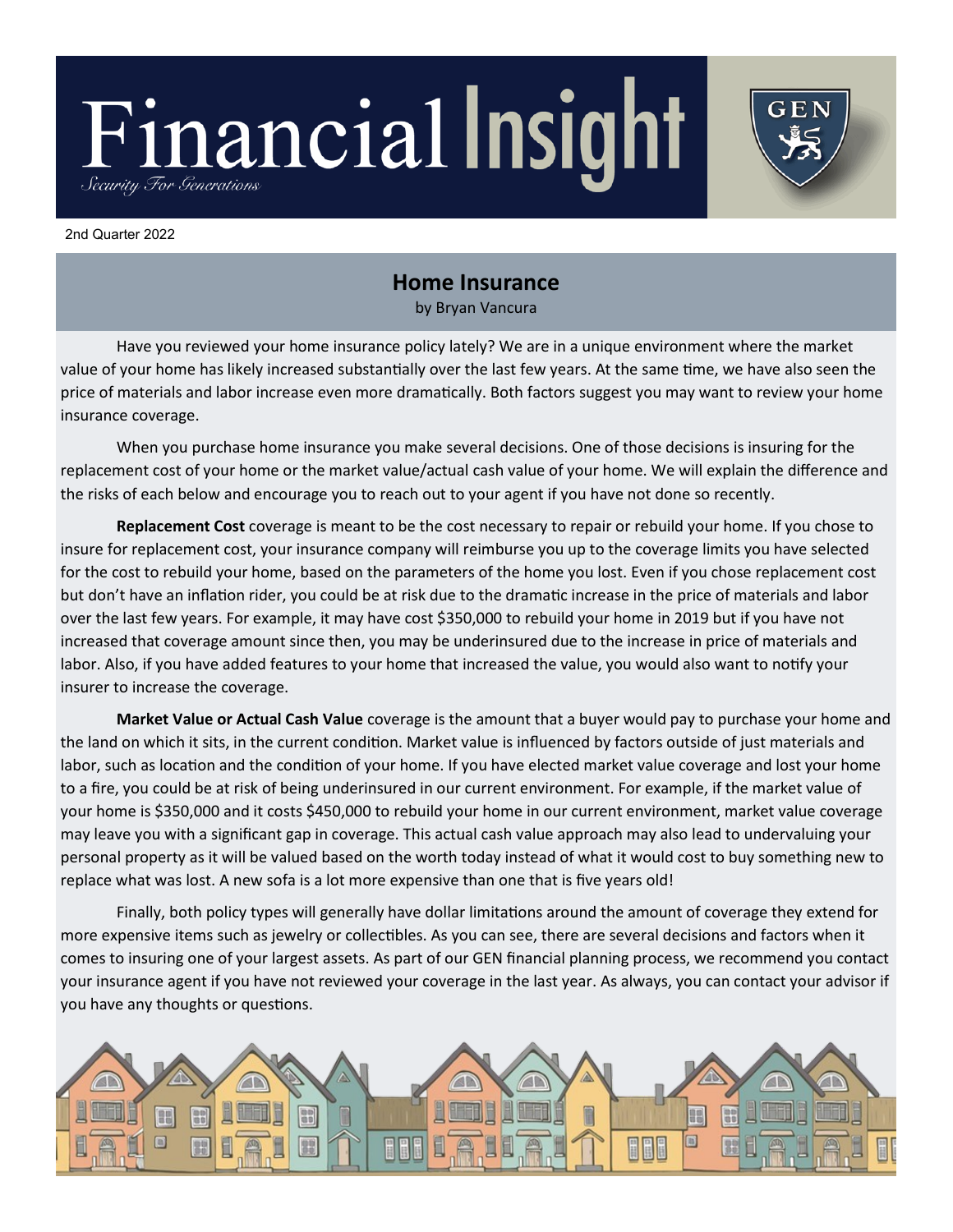# Financial Insight

*Security For Generations*

GEN

2nd Quarter 2022

## Home Insurance

by Bryan Vancura

Have you reviewed your home insurance policy lately? We are in a unique environment where the market value of your home has likely increased substantially over the last few years. At the same time, we have also seen the price of materials and labor increase even more dramatically. Both factors suggest you may want to review your home insurance coverage.

When you purchase home insurance you make several decisions. One of those decisions is insuring for the replacement cost of your home or the market value/actual cash value of your home. We will explain the difference and the risks of each below and encourage you to reach out to your agent if you have not done so recently.

**Replacement Cost** coverage is meant to be the cost necessary to repair or rebuild your home. If you chose to insure for replacement cost, your insurance company will reimburse you up to the coverage limits you have selected for the cost to rebuild your home, based on the parameters of the home you lost. Even if you chose replacement cost but don't have an inflation rider, you could be at risk due to the dramatic increase in the price of materials and labor over the last few years. For example, it may have cost $350,000 to rebuild your home in 2019 but if you have not increased that coverage amount since then, you may be underinsured due to the increase in price of materials and labor. Also, if you have added features to your home that increased the value, you would also want to notify your insurer to increase the coverage.

**Market Value or Actual Cash Value** coverage is the amount that a buyer would pay to purchase your home and the land on which it sits, in the current condition. Market value is influenced by factors outside of just materials and labor, such as location and the condition of your home. If you have elected market value coverage and lost your home to a fire, you could be at risk of being underinsured in our current environment. For example, if the market value of your home is $350,000 and it costs $450,000 to rebuild your home in our current environment, market value coverage may leave you with a significant gap in coverage. This actual cash value approach may also lead to undervaluing your personal property as it will be valued based on the worth today instead of what it would cost to buy something new to replace what was lost. A new sofa is a lot more expensive than one that is five years old!

Finally, both policy types will generally have dollar limitations around the amount of coverage they extend for more expensive items such as jewelry or collectibles. As you can see, there are several decisions and factors when it comes to insuring one of your largest assets. As part of our GEN financial planning process, we recommend you contact your insurance agent if you have not reviewed your coverage in the last year. As always, you can contact your advisor if you have any thoughts or questions.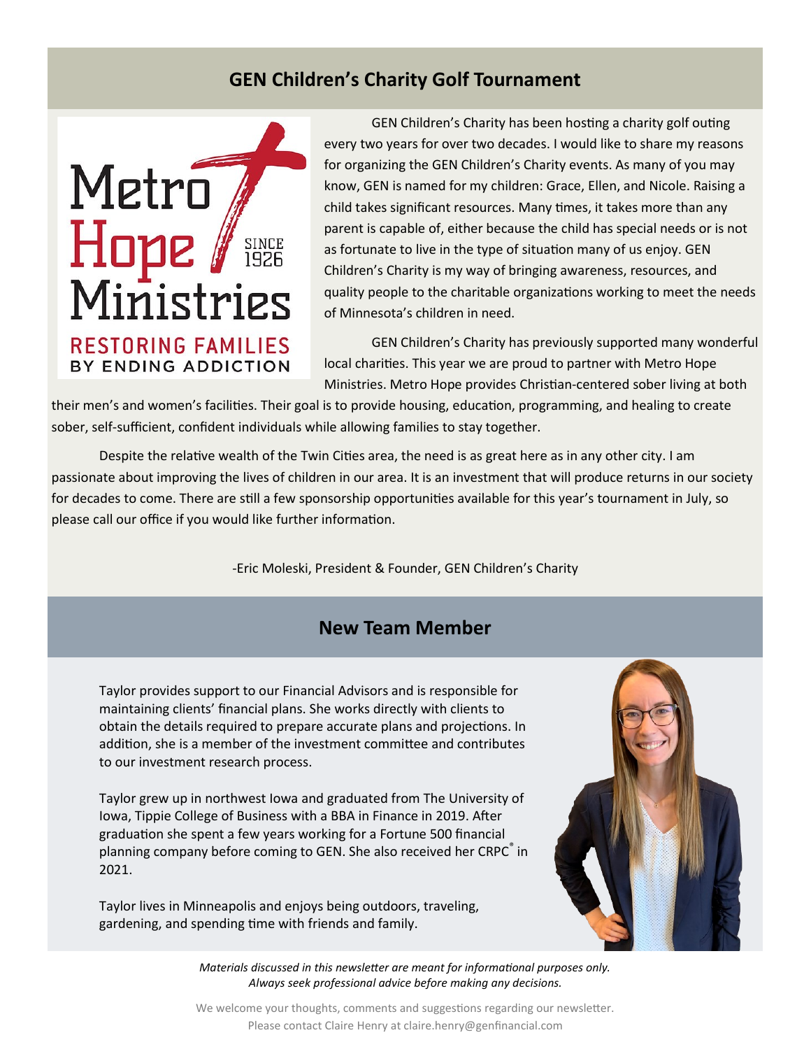## GEN Children's Charity Golf Tournament

Metro Hope Ministries SINCE 1926
RESTORING FAMILIES BY ENDING ADDICTION

GEN Children's Charity has been hosting a charity golf outing every two years for over two decades. I would like to share my reasons for organizing the GEN Children's Charity events. As many of you may know, GEN is named for my children: Grace, Ellen, and Nicole. Raising a child takes significant resources. Many times, it takes more than any parent is capable of, either because the child has special needs or is not as fortunate to live in the type of situation many of us enjoy. GEN Children's Charity is my way of bringing awareness, resources, and quality people to the charitable organizations working to meet the needs of Minnesota's children in need.

GEN Children's Charity has previously supported many wonderful local charities. This year we are proud to partner with Metro Hope Ministries. Metro Hope provides Christian-centered sober living at both their men's and women's facilities. Their goal is to provide housing, education, programming, and healing to create sober, self-sufficient, confident individuals while allowing families to stay together.

Despite the relative wealth of the Twin Cities area, the need is as great here as in any other city. I am passionate about improving the lives of children in our area. It is an investment that will produce returns in our society for decades to come. There are still a few sponsorship opportunities available for this year's tournament in July, so please call our office if you would like further information.

-Eric Moleski, President & Founder, GEN Children's Charity

## New Team Member

Taylor provides support to our Financial Advisors and is responsible for maintaining clients' financial plans. She works directly with clients to obtain the details required to prepare accurate plans and projections. In addition, she is a member of the investment committee and contributes to our investment research process.

Taylor grew up in northwest Iowa and graduated from The University of Iowa, Tippie College of Business with a BBA in Finance in 2019. After graduation she spent a few years working for a Fortune 500 financial planning company before coming to GEN. She also received her CRPC® in 2021.

Taylor lives in Minneapolis and enjoys being outdoors, traveling, gardening, and spending time with friends and family.

*Materials discussed in this newsletter are meant for informational purposes only.*
*Always seek professional advice before making any decisions.*

We welcome your thoughts, comments and suggestions regarding our newsletter.
Please contact Claire Henry at claire.henry@genfinancial.com